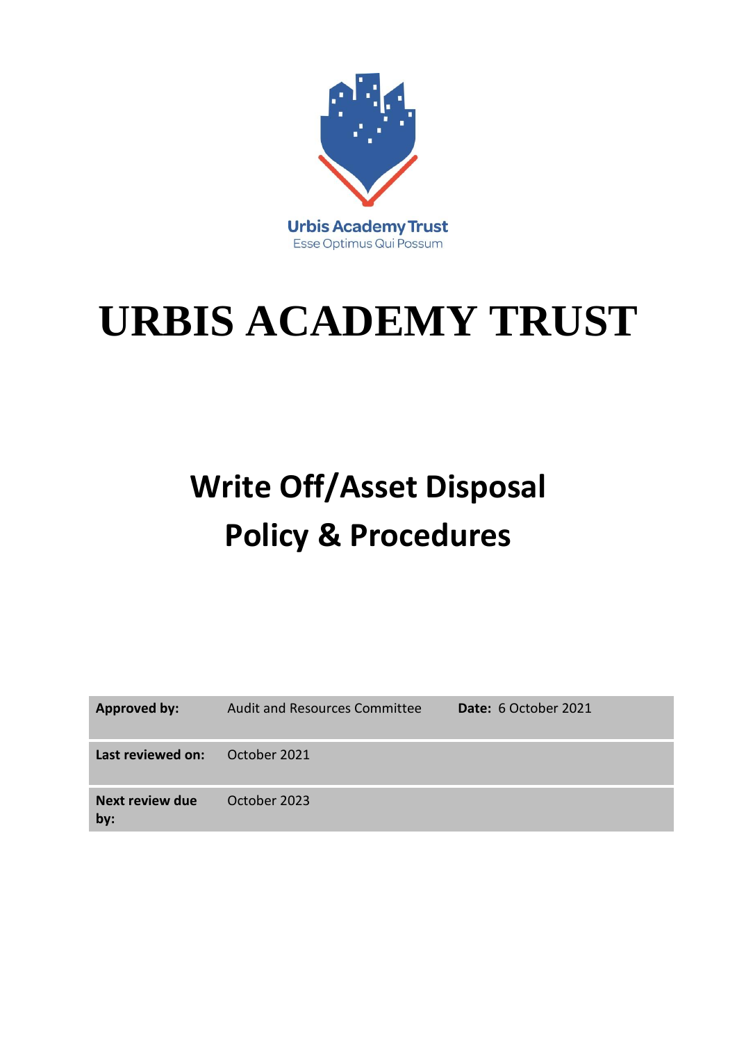Urbis Academy Trust
Esse Optimus Qui Possum

# URBIS ACADEMY TRUST

## Write Off/Asset Disposal Policy & Procedures

| **Approved by:** | Audit and Resources Committee | **Date:** 6 October 2021 |
|---|---|---|
| **Last reviewed on:** | October 2021 | |
| **Next review due by:** | October 2023 | |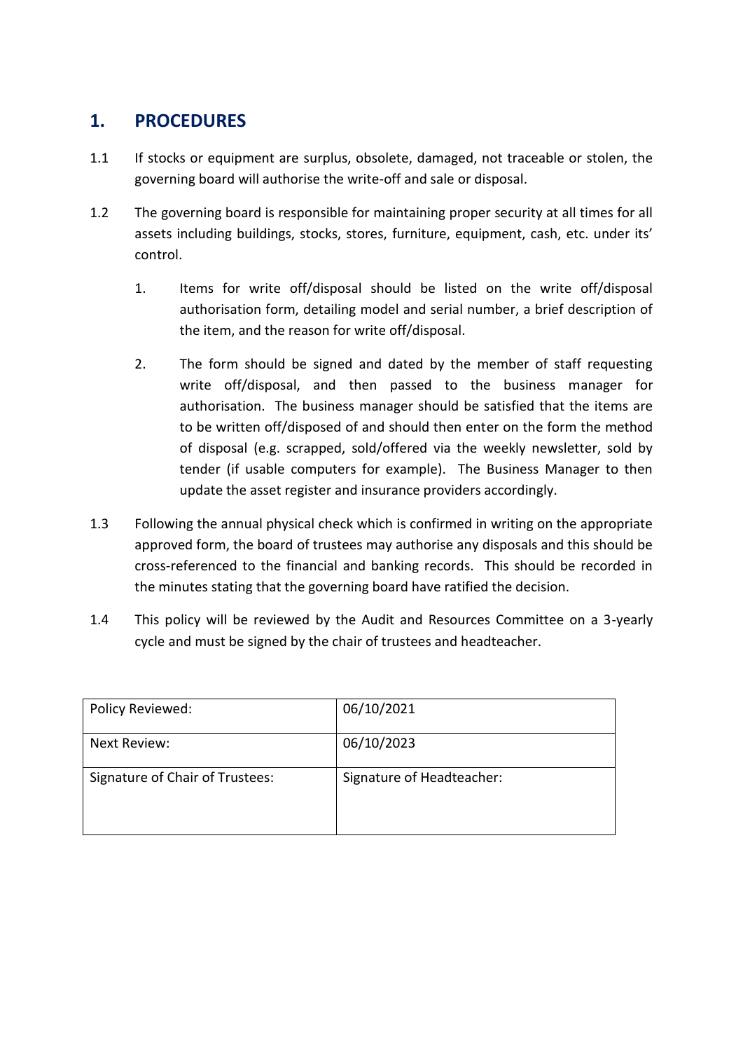## 1. PROCEDURES

1.1 If stocks or equipment are surplus, obsolete, damaged, not traceable or stolen, the governing board will authorise the write-off and sale or disposal.

1.2 The governing board is responsible for maintaining proper security at all times for all assets including buildings, stocks, stores, furniture, equipment, cash, etc. under its' control.

1. Items for write off/disposal should be listed on the write off/disposal authorisation form, detailing model and serial number, a brief description of the item, and the reason for write off/disposal.

2. The form should be signed and dated by the member of staff requesting write off/disposal, and then passed to the business manager for authorisation. The business manager should be satisfied that the items are to be written off/disposed of and should then enter on the form the method of disposal (e.g. scrapped, sold/offered via the weekly newsletter, sold by tender (if usable computers for example). The Business Manager to then update the asset register and insurance providers accordingly.

1.3 Following the annual physical check which is confirmed in writing on the appropriate approved form, the board of trustees may authorise any disposals and this should be cross-referenced to the financial and banking records. This should be recorded in the minutes stating that the governing board have ratified the decision.

1.4 This policy will be reviewed by the Audit and Resources Committee on a 3-yearly cycle and must be signed by the chair of trustees and headteacher.

| | |
|---|---|
| Policy Reviewed: | 06/10/2021 |
| Next Review: | 06/10/2023 |
| Signature of Chair of Trustees: | Signature of Headteacher: |